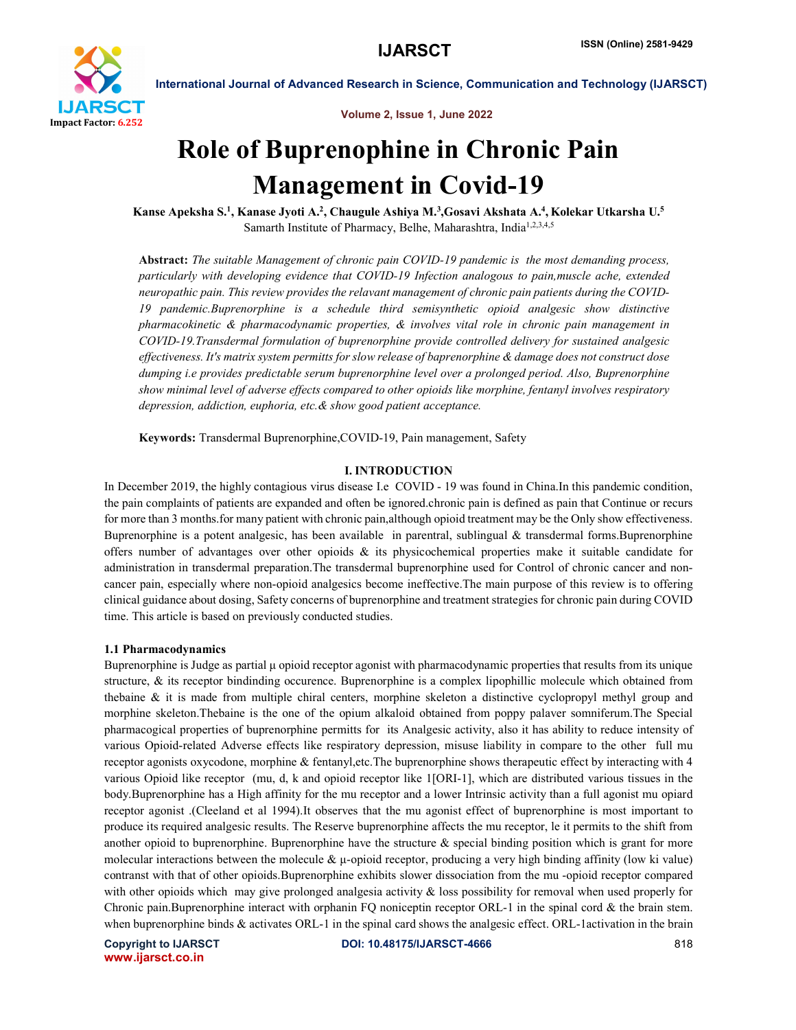# Role of Buprenophine in Chronic Pain Management in Covid-19

**Kanse Apeksha S.[1], Kanase Jyoti A.[2], Chaugule Ashiya M.[3], Gosavi Akshata A.[4], Kolekar Utkarsha U.[5]**

Samarth Institute of Pharmacy, Belhe, Maharashtra, India[1,2,3,4,5]

**Abstract:** *The suitable Management of chronic pain COVID-19 pandemic is the most demanding process, particularly with developing evidence that COVID-19 Infection analogous to pain,muscle ache, extended neuropathic pain. This review provides the relavant management of chronic pain patients during the COVID-19 pandemic.Buprenorphine is a schedule third semisynthetic opioid analgesic show distinctive pharmacokinetic & pharmacodynamic properties, & involves vital role in chronic pain management in COVID-19.Transdermal formulation of buprenorphine provide controlled delivery for sustained analgesic effectiveness. It's matrix system permitts for slow release of baprenorphine & damage does not construct dose dumping i.e provides predictable serum buprenorphine level over a prolonged period. Also, Buprenorphine show minimal level of adverse effects compared to other opioids like morphine, fentanyl involves respiratory depression, addiction, euphoria, etc.& show good patient acceptance.*

**Keywords:** Transdermal Buprenorphine,COVID-19, Pain management, Safety

## I. INTRODUCTION

In December 2019, the highly contagious virus disease I.e COVID - 19 was found in China.In this pandemic condition, the pain complaints of patients are expanded and often be ignored.chronic pain is defined as pain that Continue or recurs for more than 3 months.for many patient with chronic pain,although opioid treatment may be the Only show effectiveness. Buprenorphine is a potent analgesic, has been available in parentral, sublingual & transdermal forms.Buprenorphine offers number of advantages over other opioids & its physicochemical properties make it suitable candidate for administration in transdermal preparation.The transdermal buprenorphine used for Control of chronic cancer and non-cancer pain, especially where non-opioid analgesics become ineffective.The main purpose of this review is to offering clinical guidance about dosing, Safety concerns of buprenorphine and treatment strategies for chronic pain during COVID time. This article is based on previously conducted studies.

### 1.1 Pharmacodynamics

Buprenorphine is Judge as partial µ opioid receptor agonist with pharmacodynamic properties that results from its unique structure, & its receptor bindinding occurence. Buprenorphine is a complex lipophillic molecule which obtained from thebaine & it is made from multiple chiral centers, morphine skeleton a distinctive cyclopropyl methyl group and morphine skeleton.Thebaine is the one of the opium alkaloid obtained from poppy palaver somniferum.The Special pharmacogical properties of buprenorphine permitts for its Analgesic activity, also it has ability to reduce intensity of various Opioid-related Adverse effects like respiratory depression, misuse liability in compare to the other full mu receptor agonists oxycodone, morphine & fentanyl,etc.The buprenorphine shows therapeutic effect by interacting with 4 various Opioid like receptor (mu, d, k and opioid receptor like 1[ORI-1], which are distributed various tissues in the body.Buprenorphine has a High affinity for the mu receptor and a lower Intrinsic activity than a full agonist mu opiard receptor agonist .(Cleeland et al 1994).It shows that the mu agonist effect of buprenorphine is most important to produce its required analgesic results. The Reserve buprenorphine affects the mu receptor, le it permits to the shift from another opioid to buprenorphine. Buprenorphine have the structure & special binding position which is grant for more molecular interactions between the molecule & µ-opioid receptor, producing a very high binding affinity (low ki value) contranst with that of other opioids.Buprenorphine exhibits slower dissociation from the mu -opioid receptor compared with other opioids which may give prolonged analgesia activity & loss possibility for removal when used properly for Chronic pain.Buqrenorphine interact with orphanin FQ noniceptin receptor ORL-1 in the spinal cord & the brain stem. when buprenorphine binds & activates ORL-1 in the spinal card shows the analgesic effect. ORL-1activation in the brain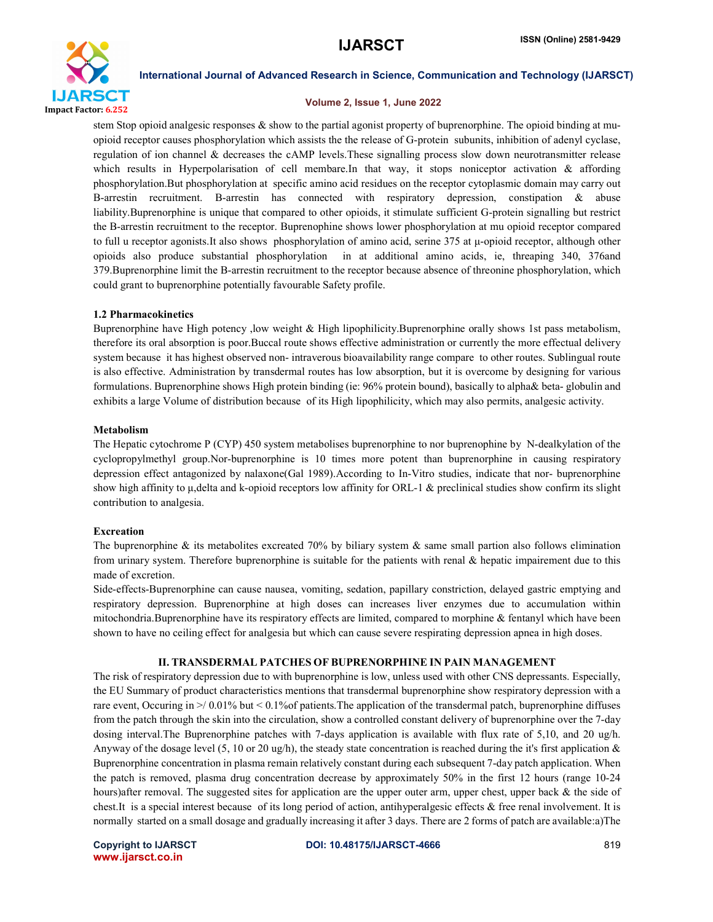stem Stop opioid analgesic responses & show to the partial agonist property of buprenorphine. The opioid binding at mu-opioid receptor causes phosphorylation which assists the the release of G-protein subunits, inhibition of adenyl cyclase, regulation of ion channel & decreases the cAMP levels.These signalling process slow down neurotransmitter release which results in Hyperpolarisation of cell membare.In that way, it stops noniceptor activation & affording phosphorylation.But phosphorylation at specific amino acid residues on the receptor cytoplasmic domain may carry out B-arrestin recruitment. B-arrestin has connected with respiratory depression, constipation & abuse liability.Buprenorphine is unique that compared to other opioids, it stimulate sufficient G-protein signalling but restrict the B-arrestin recruitment to the receptor. Buprenophine shows lower phosphorylation at mu opioid receptor compared to full u receptor agonists.It also shows phosphorylation of amino acid, serine 375 at μ-opioid receptor, although other opioids also produce substantial phosphorylation in at additional amino acids, ie, threaping 340, 376and 379.Buprenorphine limit the B-arrestin recruitment to the receptor because absence of threonine phosphorylation, which could grant to buprenorphine potentially favourable Safety profile.

### 1.2 Pharmacokinetics

Buprenorphine have High potency ,low weight & High lipophilicity.Buprenorphine orally shows 1st pass metabolism, therefore its oral absorption is poor.Buccal route shows effective administration or currently the more effectual delivery system because it has highest observed non- intraverous bioavailability range compare to other routes. Sublingual route is also effective. Administration by transdermal routes has low absorption, but it is overcome by designing for various formulations. Buprenorphine shows High protein binding (ie: 96% protein bound), basically to alpha& beta- globulin and exhibits a large Volume of distribution because of its High lipophilicity, which may also permits, analgesic activity.

### Metabolism

The Hepatic cytochrome P (CYP) 450 system metabolises buprenorphine to nor buprenophine by N-dealkylation of the cyclopropylmethyl group.Nor-buprenorphine is 10 times more potent than buprenorphine in causing respiratory depression effect antagonized by nalaxone(Gal 1989).According to In-Vitro studies, indicate that nor- buprenorphine show high affinity to μ,delta and k-opioid receptors low affinity for ORL-1 & preclinical studies show confirm its slight contribution to analgesia.

### Excretion

The buprenorphine & its metabolites excreated 70% by biliary system & same small partion also follows elimination from urinary system. Therefore buprenorphine is suitable for the patients with renal & hepatic impairement due to this made of excretion.

Side-effects-Buprenorphine can cause nausea, vomiting, sedation, papillary constriction, delayed gastric emptying and respiratory depression. Buprenorphine at high doses can increases liver enzymes due to accumulation within mitochondria.Buprenorphine have its respiratory effects are limited, compared to morphine & fentanyl which have been shown to have no ceiling effect for analgesia but which can cause severe respirating depression apnea in high doses.

## II. TRANSDERMAL PATCHES OF BUPRENORPHINE IN PAIN MANAGEMENT

The risk of respiratory depression due to with buprenorphine is low, unless used with other CNS depressants. Especially, the EU Summary of product characteristics mentions that transdermal buprenorphine show respiratory depression with a rare event, Occuring in >/ 0.01% but < 0.1%of patients.The application of the transdermal patch, buprenorphine diffuses from the patch through the skin into the circulation, show a controlled constant delivery of buprenorphine over the 7-day dosing interval.The Buprenorphine patches with 7-days application is available with flux rate of 5,10, and 20 ug/h. Anyway of the dosage level (5, 10 or 20 ug/h), the steady state concentration is reached during the it's first application & Buprenorphine concentration in plasma remain relatively constant during each subsequent 7-day patch application. When the patch is removed, plasma drug concentration decrease by approximately 50% in the first 12 hours (range 10-24 hours)after removal. The suggested sites for application are the upper outer arm, upper chest, upper back & the side of chest.It is a special interest because of its long period of action, antihyperalgesic effects & free renal involvement. It is normally started on a small dosage and gradually increasing it after 3 days. There are 2 forms of patch are available:a)The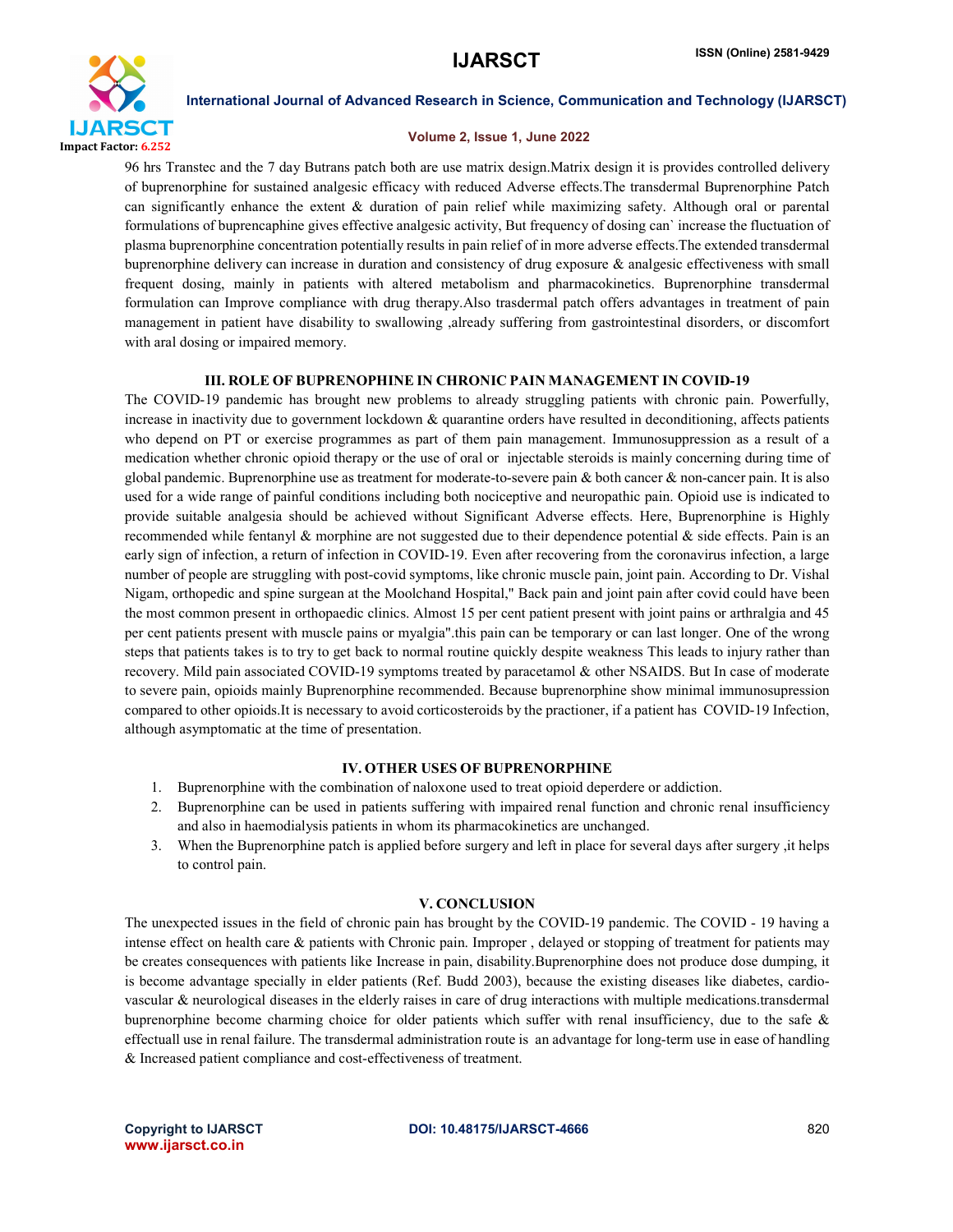96 hrs Transtec and the 7 day Butrans patch both are use matrix design.Matrix design it is provides controlled delivery of buprenorphine for sustained analgesic efficacy with reduced Adverse effects.The transdermal Buprenorphine Patch can significantly enhance the extent & duration of pain relief while maximizing safety. Although oral or parental formulations of buprencaphine gives effective analgesic activity, But frequency of dosing can` increase the fluctuation of plasma buprenorphine concentration potentially results in pain relief of in more adverse effects.The extended transdermal buprenorphine delivery can increase in duration and consistency of drug exposure & analgesic effectiveness with small frequent dosing, mainly in patients with altered metabolism and pharmacokinetics. Buprenorphine transdermal formulation can Improve compliance with drug therapy.Also trasdermal patch offers advantages in treatment of pain management in patient have disability to swallowing ,already suffering from gastrointestinal disorders, or discomfort with aral dosing or impaired memory.

## III. ROLE OF BUPRENOPHINE IN CHRONIC PAIN MANAGEMENT IN COVID-19

The COVID-19 pandemic has brought new problems to already struggling patients with chronic pain. Powerfully, increase in inactivity due to government lockdown & quarantine orders have resulted in deconditioning, affects patients who depend on PT or exercise programmes as part of them pain management. Immunosuppression as a result of a medication whether chronic opioid therapy or the use of oral or injectable steroids is mainly concerning during time of global pandemic. Buprenorphine use as treatment for moderate-to-severe pain & both cancer & non-cancer pain. It is also used for a wide range of painful conditions including both nociceptive and neuropathic pain. Opioid use is indicated to provide suitable analgesia should be achieved without Significant Adverse effects. Here, Buprenorphine is Highly recommended while fentanyl & morphine are not suggested due to their dependence potential & side effects. Pain is an early sign of infection, a return of infection in COVID-19. Even after recovering from the coronavirus infection, a large number of people are struggling with post-covid symptoms, like chronic muscle pain, joint pain. According to Dr. Vishal Nigam, orthopedic and spine surgean at the Moolchand Hospital," Back pain and joint pain after covid could have been the most common present in orthopaedic clinics. Almost 15 per cent patient present with joint pains or arthralgia and 45 per cent patients present with muscle pains or myalgia".this pain can be temporary or can last longer. One of the wrong steps that patients takes is to try to get back to normal routine quickly despite weakness This leads to injury rather than recovery. Mild pain associated COVID-19 symptoms treated by paracetamol & other NSAIDS. But In case of moderate to severe pain, opioids mainly Buprenorphine recommended. Because buprenorphine show minimal immunosupression compared to other opioids.It is necessary to avoid corticosteroids by the practioner, if a patient has COVID-19 Infection, although asymptomatic at the time of presentation.

## IV. OTHER USES OF BUPRENORPHINE

1. Buprenorphine with the combination of naloxone used to treat opioid deperdere or addiction.
2. Buprenorphine can be used in patients suffering with impaired renal function and chronic renal insufficiency and also in haemodialysis patients in whom its pharmacokinetics are unchanged.
3. When the Buprenorphine patch is applied before surgery and left in place for several days after surgery ,it helps to control pain.

## V. CONCLUSION

The unexpected issues in the field of chronic pain has brought by the COVID-19 pandemic. The COVID - 19 having a intense effect on health care & patients with Chronic pain. Improper , delayed or stopping of treatment for patients may be creates consequences with patients like Increase in pain, disability.Buprenorphine does not produce dose dumping, it is become advantage specially in elder patients (Ref. Budd 2003), because the existing diseases like diabetes, cardio-vascular & neurological diseases in the elderly raises in care of drug interactions with multiple medications.transdermal buprenorphine become charming choice for older patients which suffer with renal insufficiency, due to the safe & effectuall use in renal failure. The transdermal administration route is an advantage for long-term use in ease of handling & Increased patient compliance and cost-effectiveness of treatment.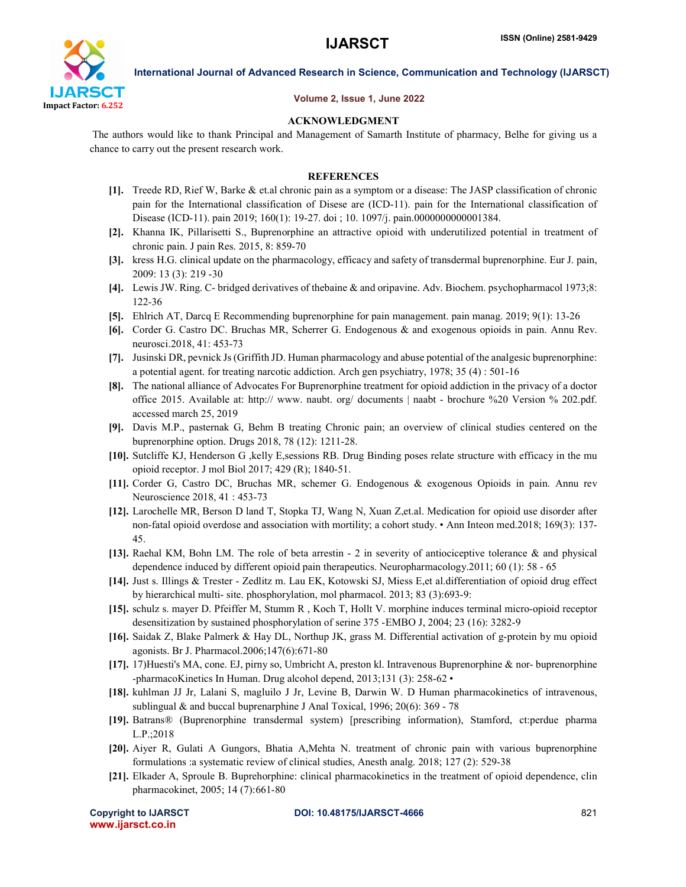## ACKNOWLEDGMENT

The authors would like to thank Principal and Management of Samarth Institute of pharmacy, Belhe for giving us a chance to carry out the present research work.

## REFERENCES

[1]. Treede RD, Rief W, Barke & et.al chronic pain as a symptom or a disease: The JASP classification of chronic pain for the International classification of Disese are (ICD-11). pain for the International classification of Disease (ICD-11). pain 2019; 160(1): 19-27. doi ; 10. 1097/j. pain.0000000000001384.

[2]. Khanna IK, Pillarisetti S., Buprenorphine an attractive opioid with underutilized potential in treatment of chronic pain. J pain Res. 2015, 8: 859-70

[3]. kress H.G. clinical update on the pharmacology, efficacy and safety of transdermal buprenorphine. Eur J. pain, 2009: 13 (3): 219 -30

[4]. Lewis JW. Ring. C- bridged derivatives of thebaine & and oripavine. Adv. Biochem. psychopharmacol 1973;8: 122-36

[5]. Ehlrich AT, Darcq E Recommending buprenorphine for pain management. pain manag. 2019; 9(1): 13-26

[6]. Corder G. Castro DC. Bruchas MR, Scherrer G. Endogenous & and exogenous opioids in pain. Annu Rev. neurosci.2018, 41: 453-73

[7]. Jusinski DR, pevnick Js (Griffith JD. Human pharmacology and abuse potential of the analgesic buprenorphine: a potential agent. for treating narcotic addiction. Arch gen psychiatry, 1978; 35 (4) : 501-16

[8]. The national alliance of Advocates For Buprenorphine treatment for opioid addiction in the privacy of a doctor office 2015. Available at: http:// www. naubt. org/ documents | naabt - brochure %20 Version % 202.pdf. accessed march 25, 2019

[9]. Davis M.P., pasternak G, Behm B treating Chronic pain; an overview of clinical studies centered on the buprenorphine option. Drugs 2018, 78 (12): 1211-28.

[10]. Sutcliffe KJ, Henderson G ,kelly E,sessions RB. Drug Binding poses relate structure with efficacy in the mu opioid receptor. J mol Biol 2017; 429 (R); 1840-51.

[11]. Corder G, Castro DC, Bruchas MR, schemer G. Endogenous & exogenous Opioids in pain. Annu rev Neuroscience 2018, 41 : 453-73

[12]. Larochelle MR, Berson D land T, Stopka TJ, Wang N, Xuan Z,et.al. Medication for opioid use disorder after non-fatal opioid overdose and association with mortility; a cohort study. • Ann Inteon med.2018; 169(3): 137-45.

[13]. Raehal KM, Bohn LM. The role of beta arrestin - 2 in severity of antiociceptive tolerance & and physical dependence induced by different opioid pain therapeutics. Neuropharmacology.2011; 60 (1): 58 - 65

[14]. Just s. Illings & Trester - Zedlitz m. Lau EK, Kotowski SJ, Miess E,et al.differentiation of opioid drug effect by hierarchical multi- site. phosphorylation, mol pharmacol. 2013; 83 (3):693-9:

[15]. schulz s. mayer D. Pfeiffer M, Stumm R , Koch T, Hollt V. morphine induces terminal micro-opioid receptor desensitization by sustained phosphorylation of serine 375 -EMBO J, 2004; 23 (16): 3282-9

[16]. Saidak Z, Blake Palmerk & Hay DL, Northup JK, grass M. Differential activation of g-protein by mu opioid agonists. Br J. Pharmacol.2006;147(6):671-80

[17]. 17)Huesti's MA, cone. EJ, pirny so, Umbricht A, preston kl. Intravenous Buprenorphine & nor- buprenorphine -pharmacoKinetics In Human. Drug alcohol depend, 2013;131 (3): 258-62 •

[18]. kuhlman JJ Jr, Lalani S, magluilo J Jr, Levine B, Darwin W. D Human pharmacokinetics of intravenous, sublingual & and buccal buprenarphine J Anal Toxical, 1996; 20(6): 369 - 78

[19]. Batrans® (Buprenorphine transdermal system) [prescribing information), Stamford, ct:perdue pharma L.P.;2018

[20]. Aiyer R, Gulati A Gungors, Bhatia A,Mehta N. treatment of chronic pain with various buprenorphine formulations :a systematic review of clinical studies, Anesth analg. 2018; 127 (2): 529-38

[21]. Elkader A, Sproule B. Buprehorphine: clinical pharmacokinetics in the treatment of opioid dependence, clin pharmacokinet, 2005; 14 (7):661-80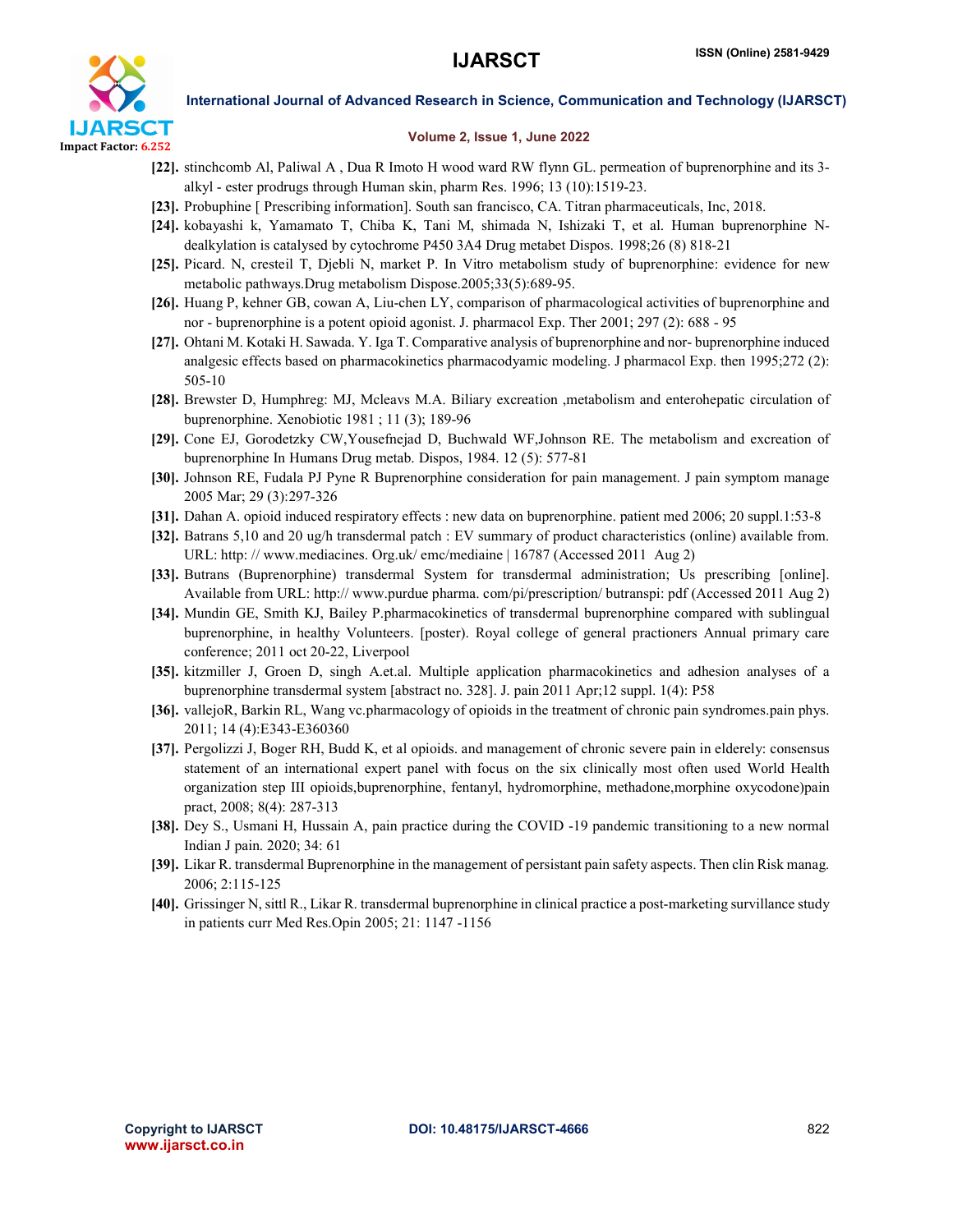[22]. stinchcomb Al, Paliwal A , Dua R Imoto H wood ward RW flynn GL. permeation of buprenorphine and its 3-alkyl - ester prodrugs through Human skin, pharm Res. 1996; 13 (10):1519-23.

[23]. Probuphine [ Prescribing information]. South san francisco, CA. Titran pharmaceuticals, Inc, 2018.

[24]. kobayashi k, Yamamato T, Chiba K, Tani M, shimada N, Ishizaki T, et al. Human buprenorphine N-dealkylation is catalysed by cytochrome P450 3A4 Drug metabet Dispos. 1998;26 (8) 818-21

[25]. Picard. N, cresteil T, Djebli N, market P. In Vitro metabolism study of buprenorphine: evidence for new metabolic pathways.Drug metabolism Dispose.2005;33(5):689-95.

[26]. Huang P, kehner GB, cowan A, Liu-chen LY, comparison of pharmacological activities of buprenorphine and nor - buprenorphine is a potent opioid agonist. J. pharmacol Exp. Ther 2001; 297 (2): 688 - 95

[27]. Ohtani M. Kotaki H. Sawada. Y. Iga T. Comparative analysis of buprenorphine and nor- buprenorphine induced analgesic effects based on pharmacokinetics pharmacodyamic modeling. J pharmacol Exp. then 1995;272 (2): 505-10

[28]. Brewster D, Humphreg: MJ, Mcleavs M.A. Biliary excreation ,metabolism and enterohepatic circulation of buprenorphine. Xenobiotic 1981 ; 11 (3); 189-96

[29]. Cone EJ, Gorodetzky CW,Yousefnejad D, Buchwald WF,Johnson RE. The metabolism and excreation of buprenorphine In Humans Drug metab. Dispos, 1984. 12 (5): 577-81

[30]. Johnson RE, Fudala PJ Pyne R Buprenorphine consideration for pain management. J pain symptom manage 2005 Mar; 29 (3):297-326

[31]. Dahan A. opioid induced respiratory effects : new data on buprenorphine. patient med 2006; 20 suppl.1:53-8

[32]. Batrans 5,10 and 20 ug/h transdermal patch : EV summary of product characteristics (online) available from. URL: http: // www.mediacines. Org.uk/ emc/mediaine | 16787 (Accessed 2011 Aug 2)

[33]. Butrans (Buprenorphine) transdermal System for transdermal administration; Us prescribing [online]. Available from URL: http:// www.purdue pharma. com/pi/prescription/ butranspi: pdf (Accessed 2011 Aug 2)

[34]. Mundin GE, Smith KJ, Bailey P.pharmacokinetics of transdermal buprenorphine compared with sublingual buprenorphine, in healthy Volunteers. [poster). Royal college of general practioners Annual primary care conference; 2011 oct 20-22, Liverpool

[35]. kitzmiller J, Groen D, singh A.et.al. Multiple application pharmacokinetics and adhesion analyses of a buprenorphine transdermal system [abstract no. 328]. J. pain 2011 Apr;12 suppl. 1(4): P58

[36]. vallejoR, Barkin RL, Wang vc.pharmacology of opioids in the treatment of chronic pain syndromes.pain phys. 2011; 14 (4):E343-E360360

[37]. Pergolizzi J, Boger RH, Budd K, et al opioids. and management of chronic severe pain in elderely: consensus statement of an international expert panel with focus on the six clinically most often used World Health organization step III opioids,buprenorphine, fentanyl, hydromorphine, methadone,morphine oxycodone)pain pract, 2008; 8(4): 287-313

[38]. Dey S., Usmani H, Hussain A, pain practice during the COVID -19 pandemic transitioning to a new normal Indian J pain. 2020; 34: 61

[39]. Likar R. transdermal Buprenorphine in the management of persistant pain safety aspects. Then clin Risk manag. 2006; 2:115-125

[40]. Grissinger N, sittl R., Likar R. transdermal buprenorphine in clinical practice a post-marketing survillance study in patients curr Med Res.Opin 2005; 21: 1147 -1156